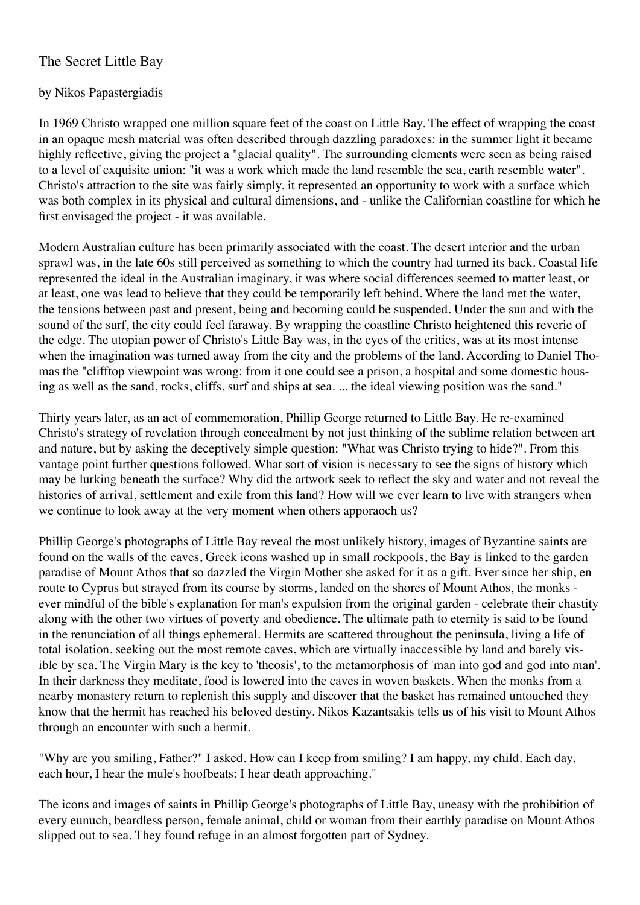# The Secret Little Bay

by Nikos Papastergiadis

In 1969 Christo wrapped one million square feet of the coast on Little Bay. The effect of wrapping the coast in an opaque mesh material was often described through dazzling paradoxes: in the summer light it became highly reflective, giving the project a "glacial quality". The surrounding elements were seen as being raised to a level of exquisite union: "it was a work which made the land resemble the sea, earth resemble water". Christo's attraction to the site was fairly simply, it represented an opportunity to work with a surface which was both complex in its physical and cultural dimensions, and - unlike the Californian coastline for which he first envisaged the project - it was available.

Modern Australian culture has been primarily associated with the coast. The desert interior and the urban sprawl was, in the late 60s still perceived as something to which the country had turned its back. Coastal life represented the ideal in the Australian imaginary, it was where social differences seemed to matter least, or at least, one was lead to believe that they could be temporarily left behind. Where the land met the water, the tensions between past and present, being and becoming could be suspended. Under the sun and with the sound of the surf, the city could feel faraway. By wrapping the coastline Christo heightened this reverie of the edge. The utopian power of Christo's Little Bay was, in the eyes of the critics, was at its most intense when the imagination was turned away from the city and the problems of the land. According to Daniel Thomas the "clifftop viewpoint was wrong: from it one could see a prison, a hospital and some domestic housing as well as the sand, rocks, cliffs, surf and ships at sea. ... the ideal viewing position was the sand."

Thirty years later, as an act of commemoration, Phillip George returned to Little Bay. He re-examined Christo's strategy of revelation through concealment by not just thinking of the sublime relation between art and nature, but by asking the deceptively simple question: "What was Christo trying to hide?". From this vantage point further questions followed. What sort of vision is necessary to see the signs of history which may be lurking beneath the surface? Why did the artwork seek to reflect the sky and water and not reveal the histories of arrival, settlement and exile from this land? How will we ever learn to live with strangers when we continue to look away at the very moment when others apporaoch us?

Phillip George's photographs of Little Bay reveal the most unlikely history, images of Byzantine saints are found on the walls of the caves, Greek icons washed up in small rockpools, the Bay is linked to the garden paradise of Mount Athos that so dazzled the Virgin Mother she asked for it as a gift. Ever since her ship, en route to Cyprus but strayed from its course by storms, landed on the shores of Mount Athos, the monks - ever mindful of the bible's explanation for man's expulsion from the original garden - celebrate their chastity along with the other two virtues of poverty and obedience. The ultimate path to eternity is said to be found in the renunciation of all things ephemeral. Hermits are scattered throughout the peninsula, living a life of total isolation, seeking out the most remote caves, which are virtually inaccessible by land and barely visible by sea. The Virgin Mary is the key to 'theosis', to the metamorphosis of 'man into god and god into man'. In their darkness they meditate, food is lowered into the caves in woven baskets. When the monks from a nearby monastery return to replenish this supply and discover that the basket has remained untouched they know that the hermit has reached his beloved destiny. Nikos Kazantsakis tells us of his visit to Mount Athos through an encounter with such a hermit.

"Why are you smiling, Father?" I asked. How can I keep from smiling? I am happy, my child. Each day, each hour, I hear the mule's hoofbeats: I hear death approaching."

The icons and images of saints in Phillip George's photographs of Little Bay, uneasy with the prohibition of every eunuch, beardless person, female animal, child or woman from their earthly paradise on Mount Athos slipped out to sea. They found refuge in an almost forgotten part of Sydney.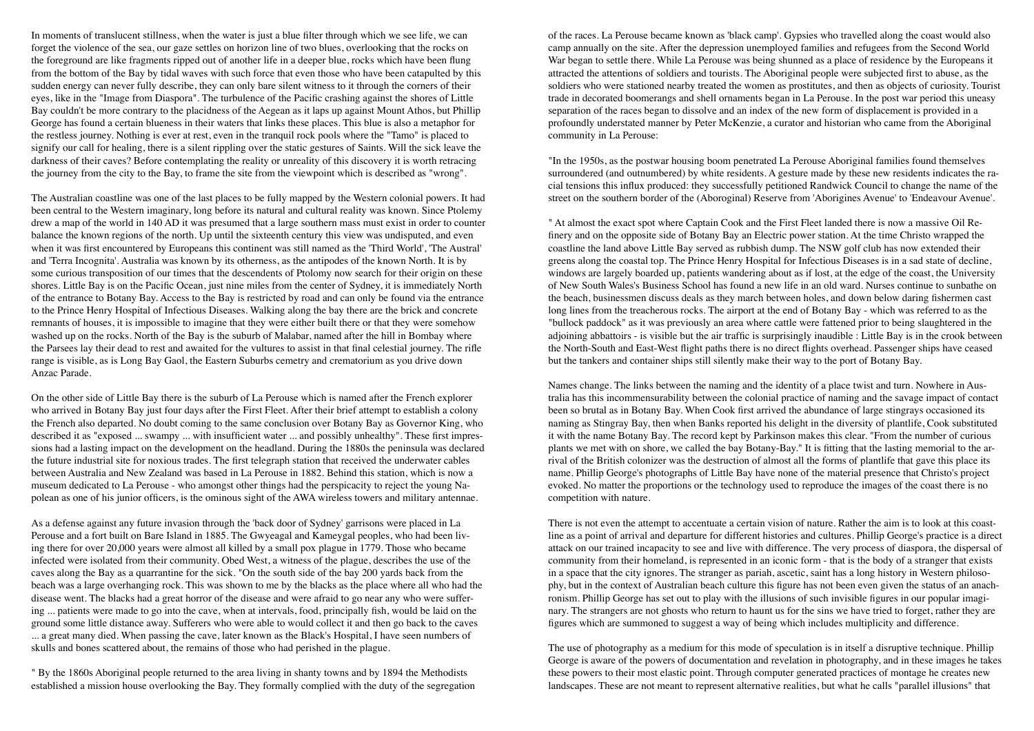In moments of translucent stillness, when the water is just a blue filter through which we see life, we can forget the violence of the sea, our gaze settles on horizon line of two blues, overlooking that the rocks on the foreground are like fragments ripped out of another life in a deeper blue, rocks which have been flung from the bottom of the Bay by tidal waves with such force that even those who have been catapulted by this sudden energy can never fully describe, they can only bare silent witness to it through the corners of their eyes, like in the "Image from Diaspora". The turbulence of the Pacific crashing against the shores of Little Bay couldn't be more contrary to the placidness of the Aegean as it laps up against Mount Athos, but Phillip George has found a certain blueness in their waters that links these places. This blue is also a metaphor for the restless journey. Nothing is ever at rest, even in the tranquil rock pools where the "Tamo" is placed to signify our call for healing, there is a silent rippling over the static gestures of Saints. Will the sick leave the darkness of their caves? Before contemplating the reality or unreality of this discovery it is worth retracing the journey from the city to the Bay, to frame the site from the viewpoint which is described as "wrong".

The Australian coastline was one of the last places to be fully mapped by the Western colonial powers. It had been central to the Western imaginary, long before its natural and cultural reality was known. Since Ptolemy drew a map of the world in 140 AD it was presumed that a large southern mass must exist in order to counter balance the known regions of the north. Up until the sixteenth century this view was undisputed, and even when it was first encountered by Europeans this continent was still named as the 'Third World', 'The Austral' and 'Terra Incognita'. Australia was known by its otherness, as the antipodes of the known North. It is by some curious transposition of our times that the descendents of Ptolemy now search for their origin on these shores. Little Bay is on the Pacific Ocean, just nine miles from the center of Sydney, it is immediately North of the entrance to Botany Bay. Access to the Bay is restricted by road and can only be found via the entrance to the Prince Henry Hospital of Infectious Diseases. Walking along the bay there are the brick and concrete remnants of houses, it is impossible to imagine that they were either built there or that they were somehow washed up on the rocks. North of the Bay is the suburb of Malabar, named after the hill in Bombay where the Parsees lay their dead to rest and awaited for the vultures to assist in that final celestial journey. The rifle range is visible, as is Long Bay Gaol, the Eastern Suburbs cemetry and crematorium as you drive down Anzac Parade.

On the other side of Little Bay there is the suburb of La Perouse which is named after the French explorer who arrived in Botany Bay just four days after the First Fleet. After their brief attempt to establish a colony the French also departed. No doubt coming to the same conclusion over Botany Bay as Governor King, who described it as "exposed ... swampy ... with insufficient water ... and possibly unhealthy". These first impressions had a lasting impact on the development on the headland. During the 1880s the peninsula was declared the future industrial site for noxious trades. The first telegraph station that received the underwater cables between Australia and New Zealand was based in La Perouse in 1882. Behind this station, which is now a museum dedicated to La Perouse - who amongst other things had the perspicacity to reject the young Napolean as one of his junior officers, is the ominous sight of the AWA wireless towers and military antennae.

As a defense against any future invasion through the 'back door of Sydney' garrisons were placed in La Perouse and a fort built on Bare Island in 1885. The Gwyeagal and Kameygal peoples, who had been living there for over 20,000 years were almost all killed by a small pox plague in 1779. Those who became infected were isolated from their community. Obed West, a witness of the plague, describes the use of the caves along the Bay as a quarrantine for the sick. "On the south side of the bay 200 yards back from the beach was a large overhanging rock. This was shown to me by the blacks as the place where all who had the disease went. The blacks had a great horror of the disease and were afraid to go near any who were suffering ... patients were made to go into the cave, when at intervals, food, principally fish, would be laid on the ground some little distance away. Sufferers who were able to would collect it and then go back to the caves ... a great many died. When passing the cave, later known as the Black's Hospital, I have seen numbers of skulls and bones scattered about, the remains of those who had perished in the plague.

" By the 1860s Aboriginal people returned to the area living in shanty towns and by 1894 the Methodists established a mission house overlooking the Bay. They formally complied with the duty of the segregation of the races. La Perouse became known as 'black camp'. Gypsies who travelled along the coast would also camp annually on the site. After the depression unemployed families and refugees from the Second World War began to settle there. While La Perouse was being shunned as a place of residence by the Europeans it attracted the attentions of soldiers and tourists. The Aboriginal people were subjected first to abuse, as the soldiers who were stationed nearby treated the women as prostitutes, and then as objects of curiosity. Tourist trade in decorated boomerangs and shell ornaments began in La Perouse. In the post war period this uneasy separation of the races began to dissolve and an index of the new form of displacement is provided in a profoundly understated manner by Peter McKenzie, a curator and historian who came from the Aboriginal community in La Perouse:

"In the 1950s, as the postwar housing boom penetrated La Perouse Aboriginal families found themselves surroundered (and outnumbered) by white residents. A gesture made by these new residents indicates the racial tensions this influx produced: they successfully petitioned Randwick Council to change the name of the street on the southern border of the (Aboroginal) Reserve from 'Aborigines Avenue' to 'Endeavour Avenue'.

" At almost the exact spot where Captain Cook and the First Fleet landed there is now a massive Oil Refinery and on the opposite side of Botany Bay an Electric power station. At the time Christo wrapped the coastline the land above Little Bay served as rubbish dump. The NSW golf club has now extended their greens along the coastal top. The Prince Henry Hospital for Infectious Diseases is in a sad state of decline, windows are largely boarded up, patients wandering about as if lost, at the edge of the coast, the University of New South Wales's Business School has found a new life in an old ward. Nurses continue to sunbathe on the beach, businessmen discuss deals as they march between holes, and down below daring fishermen cast long lines from the treacherous rocks. The airport at the end of Botany Bay - which was referred to as the "bullock paddock" as it was previously an area where cattle were fattened prior to being slaughtered in the adjoining abbattoirs - is visible but the air traffic is surprisingly inaudible : Little Bay is in the crook between the North-South and East-West flight paths there is no direct flights overhead. Passenger ships have ceased but the tankers and container ships still silently make their way to the port of Botany Bay.

Names change. The links between the naming and the identity of a place twist and turn. Nowhere in Australia has this incommensurability between the colonial practice of naming and the savage impact of contact been so brutal as in Botany Bay. When Cook first arrived the abundance of large stingrays occasioned its naming as Stingray Bay, then when Banks reported his delight in the diversity of plantlife, Cook substituted it with the name Botany Bay. The record kept by Parkinson makes this clear. "From the number of curious plants we met with on shore, we called the bay Botany-Bay." It is fitting that the lasting memorial to the arrival of the British colonizer was the destruction of almost all the forms of plantlife that gave this place its name. Phillip George's photographs of Little Bay have none of the material presence that Christo's project evoked. No matter the proportions or the technology used to reproduce the images of the coast there is no competition with nature.

There is not even the attempt to accentuate a certain vision of nature. Rather the aim is to look at this coastline as a point of arrival and departure for different histories and cultures. Phillip George's practice is a direct attack on our trained incapacity to see and live with difference. The very process of diaspora, the dispersal of community from their homeland, is represented in an iconic form - that is the body of a stranger that exists in a space that the city ignores. The stranger as pariah, ascetic, saint has a long history in Western philosophy, but in the context of Australian beach culture this figure has not been even given the status of an anachronism. Phillip George has set out to play with the illusions of such invisible figures in our popular imaginary. The strangers are not ghosts who return to haunt us for the sins we have tried to forget, rather they are figures which are summoned to suggest a way of being which includes multiplicity and difference.

The use of photography as a medium for this mode of speculation is in itself a disruptive technique. Phillip George is aware of the powers of documentation and revelation in photography, and in these images he takes these powers to their most elastic point. Through computer generated practices of montage he creates new landscapes. These are not meant to represent alternative realities, but what he calls "parallel illusions" that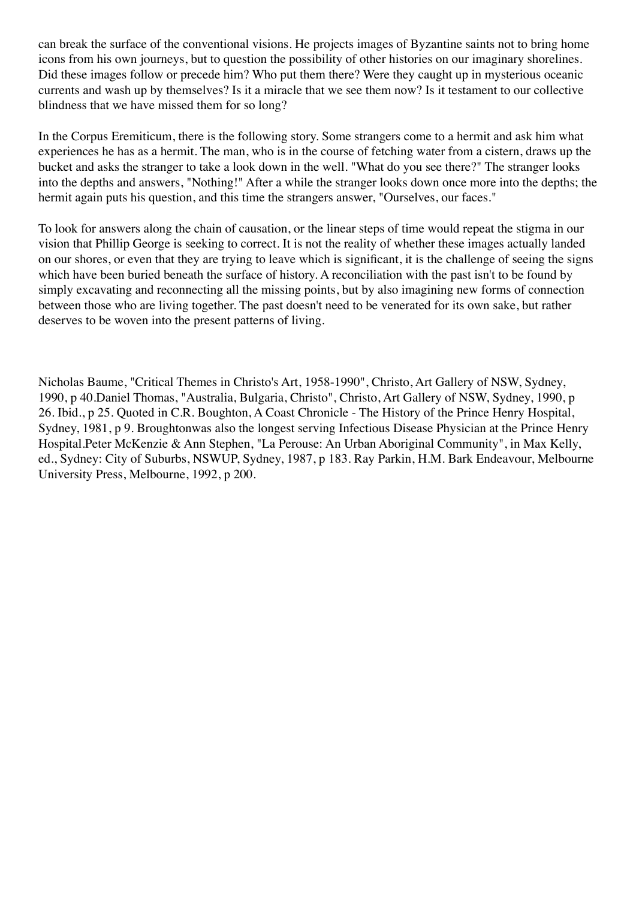can break the surface of the conventional visions. He projects images of Byzantine saints not to bring home icons from his own journeys, but to question the possibility of other histories on our imaginary shorelines. Did these images follow or precede him? Who put them there? Were they caught up in mysterious oceanic currents and wash up by themselves? Is it a miracle that we see them now? Is it testament to our collective blindness that we have missed them for so long?

In the Corpus Eremiticum, there is the following story. Some strangers come to a hermit and ask him what experiences he has as a hermit. The man, who is in the course of fetching water from a cistern, draws up the bucket and asks the stranger to take a look down in the well. "What do you see there?" The stranger looks into the depths and answers, "Nothing!" After a while the stranger looks down once more into the depths; the hermit again puts his question, and this time the strangers answer, "Ourselves, our faces."

To look for answers along the chain of causation, or the linear steps of time would repeat the stigma in our vision that Phillip George is seeking to correct. It is not the reality of whether these images actually landed on our shores, or even that they are trying to leave which is significant, it is the challenge of seeing the signs which have been buried beneath the surface of history. A reconciliation with the past isn't to be found by simply excavating and reconnecting all the missing points, but by also imagining new forms of connection between those who are living together. The past doesn't need to be venerated for its own sake, but rather deserves to be woven into the present patterns of living.

Nicholas Baume, "Critical Themes in Christo's Art, 1958-1990", Christo, Art Gallery of NSW, Sydney, 1990, p 40.Daniel Thomas, "Australia, Bulgaria, Christo", Christo, Art Gallery of NSW, Sydney, 1990, p 26. Ibid., p 25. Quoted in C.R. Boughton, A Coast Chronicle - The History of the Prince Henry Hospital, Sydney, 1981, p 9. Broughtonwas also the longest serving Infectious Disease Physician at the Prince Henry Hospital.Peter McKenzie & Ann Stephen, "La Perouse: An Urban Aboriginal Community", in Max Kelly, ed., Sydney: City of Suburbs, NSWUP, Sydney, 1987, p 183. Ray Parkin, H.M. Bark Endeavour, Melbourne University Press, Melbourne, 1992, p 200.